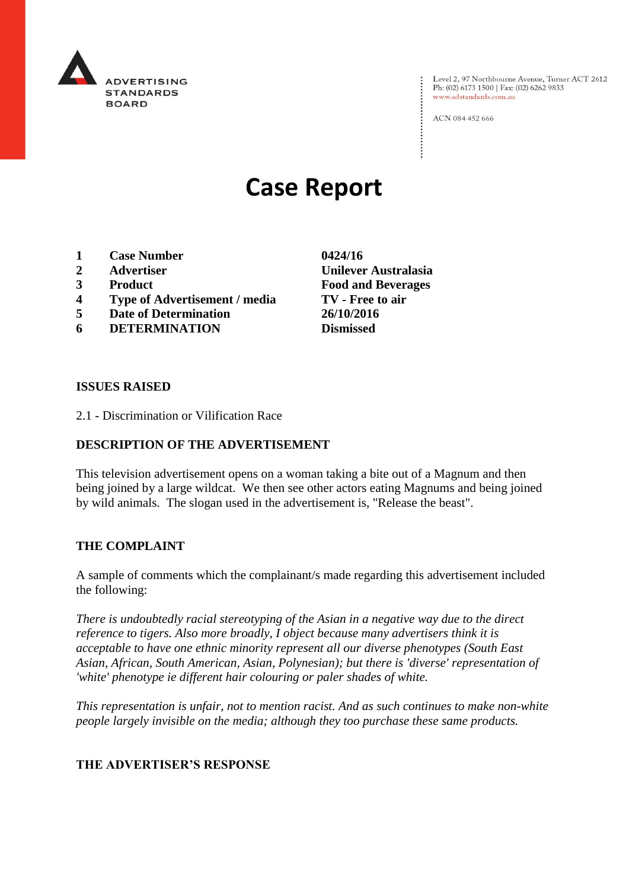ADVERTISING STANDARDS BOARD

Level 2, 97 Northbourne Avenue, Turner ACT 2612
Ph: (02) 6173 1500 | Fax: (02) 6262 9833
www.adstandards.com.au

ACN 084 452 666

# Case Report

| | | |
|---|---|---|
| **1** | **Case Number** | **0424/16** |
| **2** | **Advertiser** | **Unilever Australasia** |
| **3** | **Product** | **Food and Beverages** |
| **4** | **Type of Advertisement / media** | **TV - Free to air** |
| **5** | **Date of Determination** | **26/10/2016** |
| **6** | **DETERMINATION** | **Dismissed** |

## ISSUES RAISED

2.1 - Discrimination or Vilification Race

## DESCRIPTION OF THE ADVERTISEMENT

This television advertisement opens on a woman taking a bite out of a Magnum and then being joined by a large wildcat. We then see other actors eating Magnums and being joined by wild animals. The slogan used in the advertisement is, "Release the beast".

## THE COMPLAINT

A sample of comments which the complainant/s made regarding this advertisement included the following:

*There is undoubtedly racial stereotyping of the Asian in a negative way due to the direct reference to tigers. Also more broadly, I object because many advertisers think it is acceptable to have one ethnic minority represent all our diverse phenotypes (South East Asian, African, South American, Asian, Polynesian); but there is 'diverse' representation of 'white' phenotype ie different hair colouring or paler shades of white.*

*This representation is unfair, not to mention racist. And as such continues to make non-white people largely invisible on the media; although they too purchase these same products.*

## THE ADVERTISER'S RESPONSE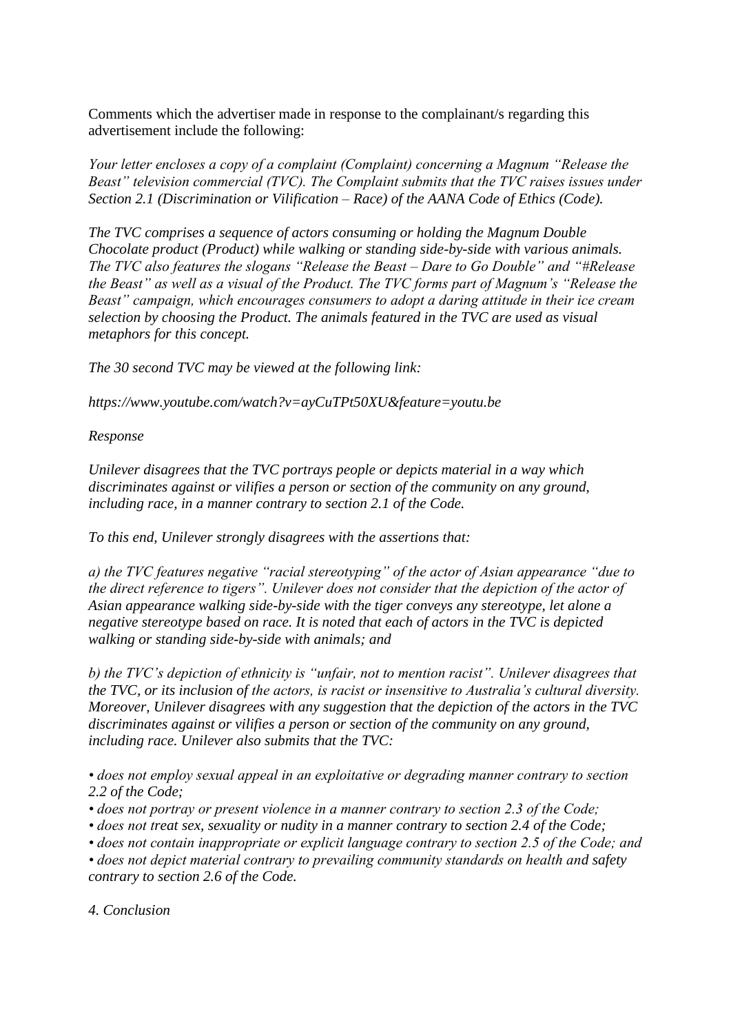Comments which the advertiser made in response to the complainant/s regarding this advertisement include the following:

*Your letter encloses a copy of a complaint (Complaint) concerning a Magnum "Release the Beast" television commercial (TVC). The Complaint submits that the TVC raises issues under Section 2.1 (Discrimination or Vilification – Race) of the AANA Code of Ethics (Code).*

*The TVC comprises a sequence of actors consuming or holding the Magnum Double Chocolate product (Product) while walking or standing side-by-side with various animals. The TVC also features the slogans "Release the Beast – Dare to Go Double" and "#Release the Beast" as well as a visual of the Product. The TVC forms part of Magnum's "Release the Beast" campaign, which encourages consumers to adopt a daring attitude in their ice cream selection by choosing the Product. The animals featured in the TVC are used as visual metaphors for this concept.*

*The 30 second TVC may be viewed at the following link:*

*https://www.youtube.com/watch?v=ayCuTPt50XU&feature=youtu.be*

*Response*

*Unilever disagrees that the TVC portrays people or depicts material in a way which discriminates against or vilifies a person or section of the community on any ground, including race, in a manner contrary to section 2.1 of the Code.*

*To this end, Unilever strongly disagrees with the assertions that:*

*a) the TVC features negative "racial stereotyping" of the actor of Asian appearance "due to the direct reference to tigers". Unilever does not consider that the depiction of the actor of Asian appearance walking side-by-side with the tiger conveys any stereotype, let alone a negative stereotype based on race. It is noted that each of actors in the TVC is depicted walking or standing side-by-side with animals; and*

*b) the TVC's depiction of ethnicity is "unfair, not to mention racist". Unilever disagrees that the TVC, or its inclusion of the actors, is racist or insensitive to Australia's cultural diversity. Moreover, Unilever disagrees with any suggestion that the depiction of the actors in the TVC discriminates against or vilifies a person or section of the community on any ground, including race. Unilever also submits that the TVC:*

- *does not employ sexual appeal in an exploitative or degrading manner contrary to section 2.2 of the Code;*
- *does not portray or present violence in a manner contrary to section 2.3 of the Code;*
- *does not treat sex, sexuality or nudity in a manner contrary to section 2.4 of the Code;*
- *does not contain inappropriate or explicit language contrary to section 2.5 of the Code; and*
- *does not depict material contrary to prevailing community standards on health and safety contrary to section 2.6 of the Code.*

*4. Conclusion*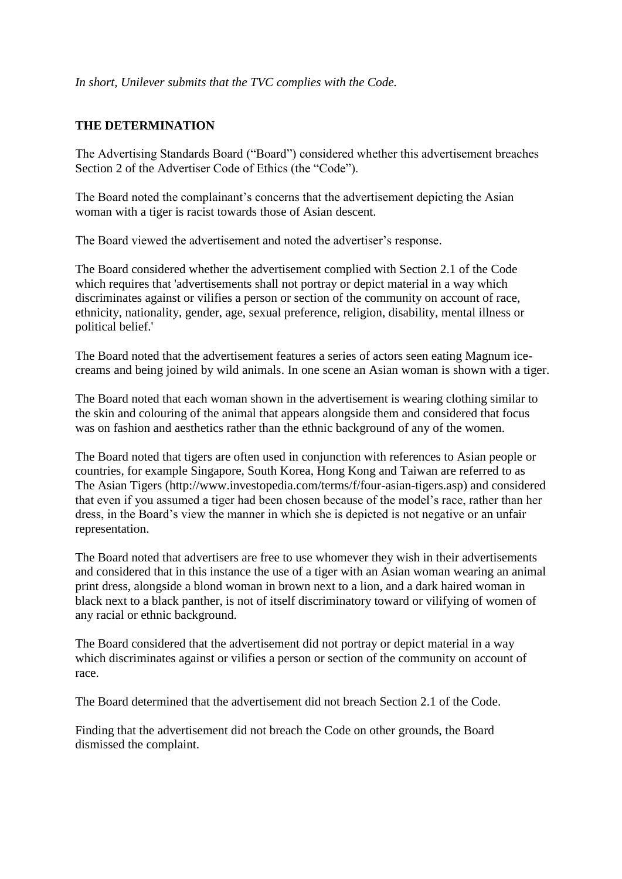*In short, Unilever submits that the TVC complies with the Code.*

**THE DETERMINATION**

The Advertising Standards Board ("Board") considered whether this advertisement breaches Section 2 of the Advertiser Code of Ethics (the "Code").

The Board noted the complainant's concerns that the advertisement depicting the Asian woman with a tiger is racist towards those of Asian descent.

The Board viewed the advertisement and noted the advertiser's response.

The Board considered whether the advertisement complied with Section 2.1 of the Code which requires that 'advertisements shall not portray or depict material in a way which discriminates against or vilifies a person or section of the community on account of race, ethnicity, nationality, gender, age, sexual preference, religion, disability, mental illness or political belief.'

The Board noted that the advertisement features a series of actors seen eating Magnum ice-creams and being joined by wild animals. In one scene an Asian woman is shown with a tiger.

The Board noted that each woman shown in the advertisement is wearing clothing similar to the skin and colouring of the animal that appears alongside them and considered that focus was on fashion and aesthetics rather than the ethnic background of any of the women.

The Board noted that tigers are often used in conjunction with references to Asian people or countries, for example Singapore, South Korea, Hong Kong and Taiwan are referred to as The Asian Tigers (http://www.investopedia.com/terms/f/four-asian-tigers.asp) and considered that even if you assumed a tiger had been chosen because of the model's race, rather than her dress, in the Board's view the manner in which she is depicted is not negative or an unfair representation.

The Board noted that advertisers are free to use whomever they wish in their advertisements and considered that in this instance the use of a tiger with an Asian woman wearing an animal print dress, alongside a blond woman in brown next to a lion, and a dark haired woman in black next to a black panther, is not of itself discriminatory toward or vilifying of women of any racial or ethnic background.

The Board considered that the advertisement did not portray or depict material in a way which discriminates against or vilifies a person or section of the community on account of race.

The Board determined that the advertisement did not breach Section 2.1 of the Code.

Finding that the advertisement did not breach the Code on other grounds, the Board dismissed the complaint.